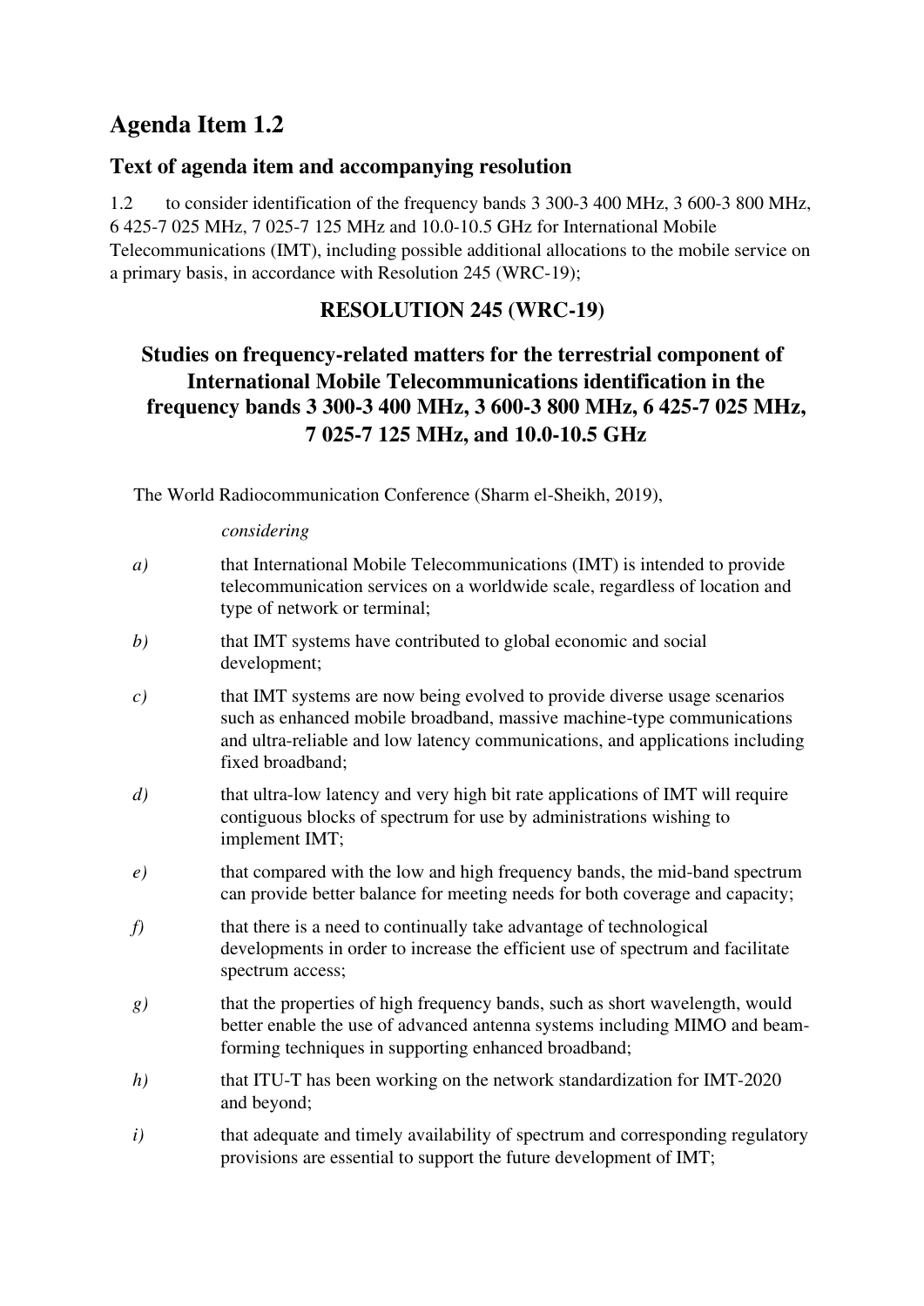# Agenda Item 1.2

## Text of agenda item and accompanying resolution

1.2 to consider identification of the frequency bands 3 300-3 400 MHz, 3 600-3 800 MHz, 6 425-7 025 MHz, 7 025-7 125 MHz and 10.0-10.5 GHz for International Mobile Telecommunications (IMT), including possible additional allocations to the mobile service on a primary basis, in accordance with Resolution 245 (WRC-19);

### RESOLUTION 245 (WRC-19)

### Studies on frequency-related matters for the terrestrial component of International Mobile Telecommunications identification in the frequency bands 3 300-3 400 MHz, 3 600-3 800 MHz, 6 425-7 025 MHz, 7 025-7 125 MHz, and 10.0-10.5 GHz

The World Radiocommunication Conference (Sharm el-Sheikh, 2019),

*considering*

*a)* that International Mobile Telecommunications (IMT) is intended to provide telecommunication services on a worldwide scale, regardless of location and type of network or terminal;

*b)* that IMT systems have contributed to global economic and social development;

*c)* that IMT systems are now being evolved to provide diverse usage scenarios such as enhanced mobile broadband, massive machine-type communications and ultra-reliable and low latency communications, and applications including fixed broadband;

*d)* that ultra-low latency and very high bit rate applications of IMT will require contiguous blocks of spectrum for use by administrations wishing to implement IMT;

*e)* that compared with the low and high frequency bands, the mid-band spectrum can provide better balance for meeting needs for both coverage and capacity;

*f)* that there is a need to continually take advantage of technological developments in order to increase the efficient use of spectrum and facilitate spectrum access;

*g)* that the properties of high frequency bands, such as short wavelength, would better enable the use of advanced antenna systems including MIMO and beam-forming techniques in supporting enhanced broadband;

*h)* that ITU-T has been working on the network standardization for IMT-2020 and beyond;

*i)* that adequate and timely availability of spectrum and corresponding regulatory provisions are essential to support the future development of IMT;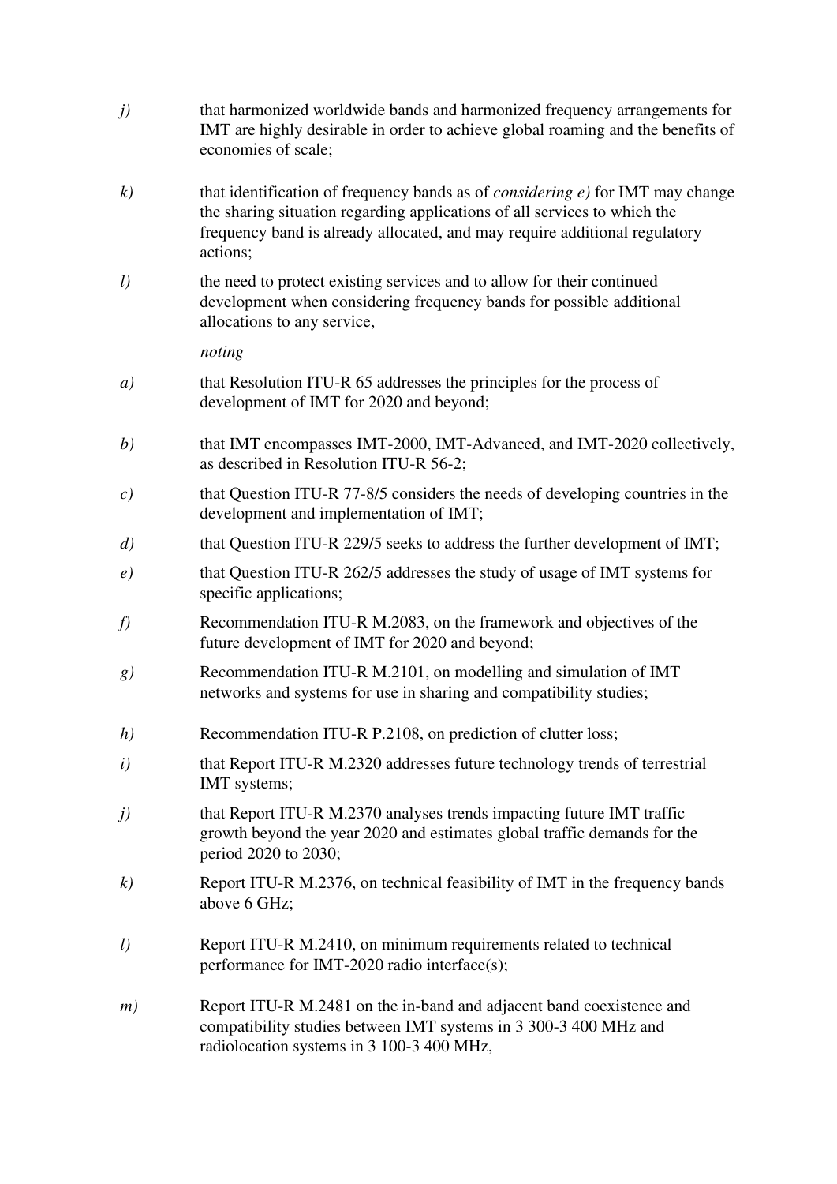*j)* that harmonized worldwide bands and harmonized frequency arrangements for IMT are highly desirable in order to achieve global roaming and the benefits of economies of scale;

*k)* that identification of frequency bands as of *considering e)* for IMT may change the sharing situation regarding applications of all services to which the frequency band is already allocated, and may require additional regulatory actions;

*l)* the need to protect existing services and to allow for their continued development when considering frequency bands for possible additional allocations to any service,

*noting*

*a)* that Resolution ITU-R 65 addresses the principles for the process of development of IMT for 2020 and beyond;

*b)* that IMT encompasses IMT-2000, IMT-Advanced, and IMT-2020 collectively, as described in Resolution ITU-R 56-2;

*c)* that Question ITU-R 77-8/5 considers the needs of developing countries in the development and implementation of IMT;

*d)* that Question ITU-R 229/5 seeks to address the further development of IMT;

*e)* that Question ITU-R 262/5 addresses the study of usage of IMT systems for specific applications;

*f)* Recommendation ITU-R M.2083, on the framework and objectives of the future development of IMT for 2020 and beyond;

*g)* Recommendation ITU-R M.2101, on modelling and simulation of IMT networks and systems for use in sharing and compatibility studies;

*h)* Recommendation ITU-R P.2108, on prediction of clutter loss;

*i)* that Report ITU-R M.2320 addresses future technology trends of terrestrial IMT systems;

*j)* that Report ITU-R M.2370 analyses trends impacting future IMT traffic growth beyond the year 2020 and estimates global traffic demands for the period 2020 to 2030;

*k)* Report ITU-R M.2376, on technical feasibility of IMT in the frequency bands above 6 GHz;

*l)* Report ITU-R M.2410, on minimum requirements related to technical performance for IMT-2020 radio interface(s);

*m)* Report ITU-R M.2481 on the in-band and adjacent band coexistence and compatibility studies between IMT systems in 3 300-3 400 MHz and radiolocation systems in 3 100-3 400 MHz,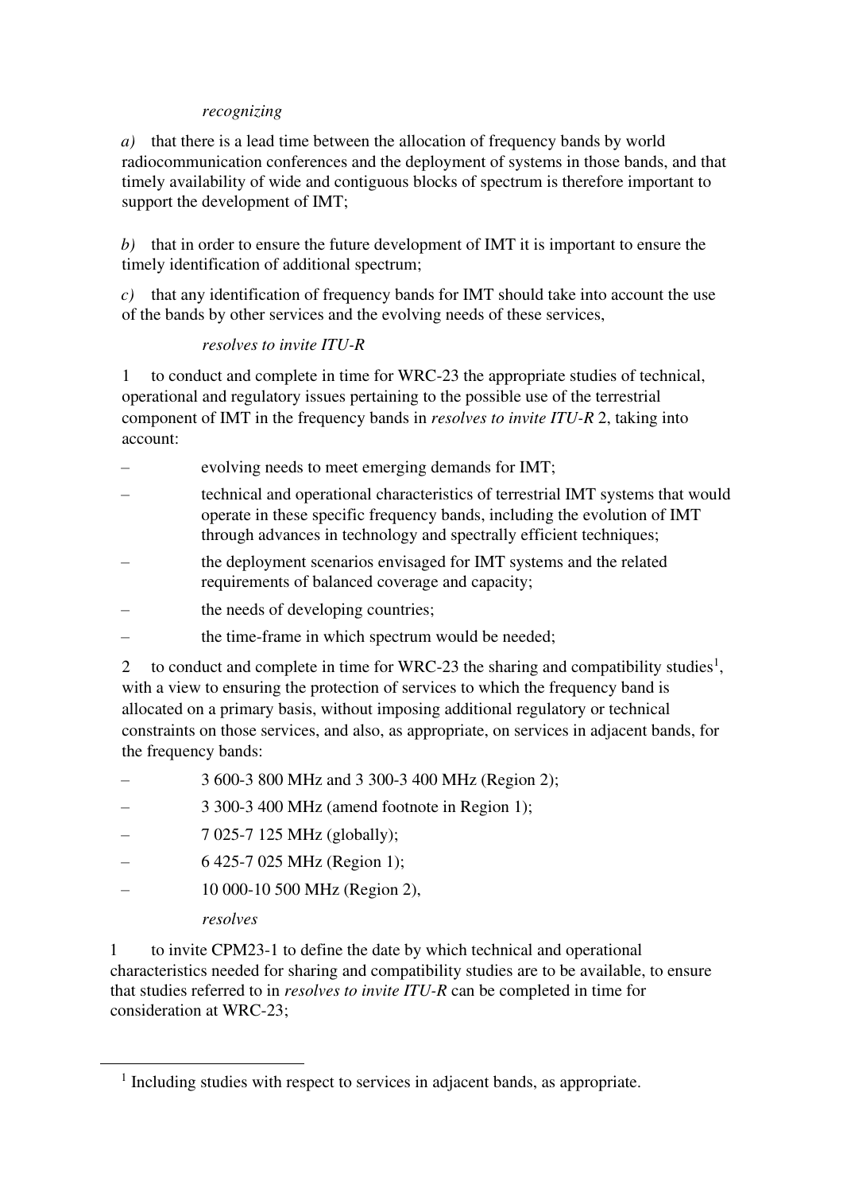*recognizing*

*a)* that there is a lead time between the allocation of frequency bands by world radiocommunication conferences and the deployment of systems in those bands, and that timely availability of wide and contiguous blocks of spectrum is therefore important to support the development of IMT;

*b)* that in order to ensure the future development of IMT it is important to ensure the timely identification of additional spectrum;

*c)* that any identification of frequency bands for IMT should take into account the use of the bands by other services and the evolving needs of these services,

*resolves to invite ITU-R*

1 to conduct and complete in time for WRC-23 the appropriate studies of technical, operational and regulatory issues pertaining to the possible use of the terrestrial component of IMT in the frequency bands in *resolves to invite ITU-R* 2, taking into account:

– evolving needs to meet emerging demands for IMT;

– technical and operational characteristics of terrestrial IMT systems that would operate in these specific frequency bands, including the evolution of IMT through advances in technology and spectrally efficient techniques;

– the deployment scenarios envisaged for IMT systems and the related requirements of balanced coverage and capacity;

– the needs of developing countries;

– the time-frame in which spectrum would be needed;

2 to conduct and complete in time for WRC-23 the sharing and compatibility studies[1], with a view to ensuring the protection of services to which the frequency band is allocated on a primary basis, without imposing additional regulatory or technical constraints on those services, and also, as appropriate, on services in adjacent bands, for the frequency bands:

– 3 600-3 800 MHz and 3 300-3 400 MHz (Region 2);

– 3 300-3 400 MHz (amend footnote in Region 1);

– 7 025-7 125 MHz (globally);

– 6 425-7 025 MHz (Region 1);

– 10 000-10 500 MHz (Region 2),

*resolves*

1 to invite CPM23-1 to define the date by which technical and operational characteristics needed for sharing and compatibility studies are to be available, to ensure that studies referred to in *resolves to invite ITU-R* can be completed in time for consideration at WRC-23;

[1] Including studies with respect to services in adjacent bands, as appropriate.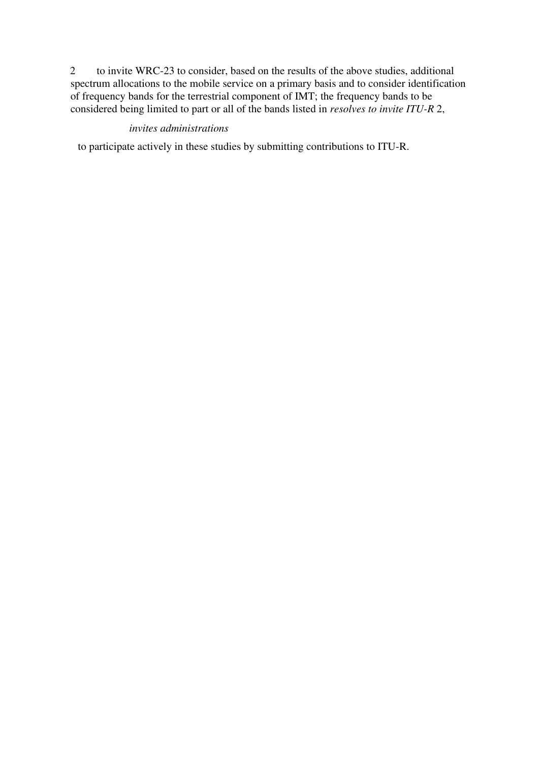2 to invite WRC-23 to consider, based on the results of the above studies, additional spectrum allocations to the mobile service on a primary basis and to consider identification of frequency bands for the terrestrial component of IMT; the frequency bands to be considered being limited to part or all of the bands listed in *resolves to invite ITU-R* 2,

*invites administrations*

to participate actively in these studies by submitting contributions to ITU-R.